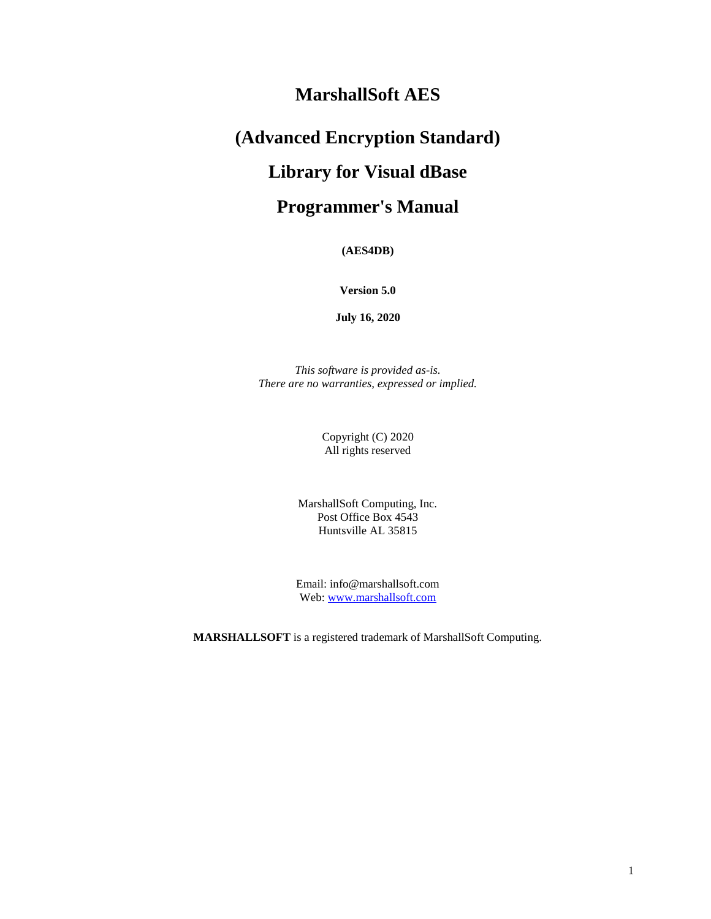# MarshallSoft AES

# (Advanced Encryption Standard)

# Library for Visual dBase

# Programmer's Manual

**(AES4DB)**

**Version 5.0**

**July 16, 2020**

*This software is provided as-is.*
*There are no warranties, expressed or implied.*

Copyright (C) 2020
All rights reserved

MarshallSoft Computing, Inc.
Post Office Box 4543
Huntsville AL 35815

Email: info@marshallsoft.com
Web: www.marshallsoft.com

**MARSHALLSOFT** is a registered trademark of MarshallSoft Computing.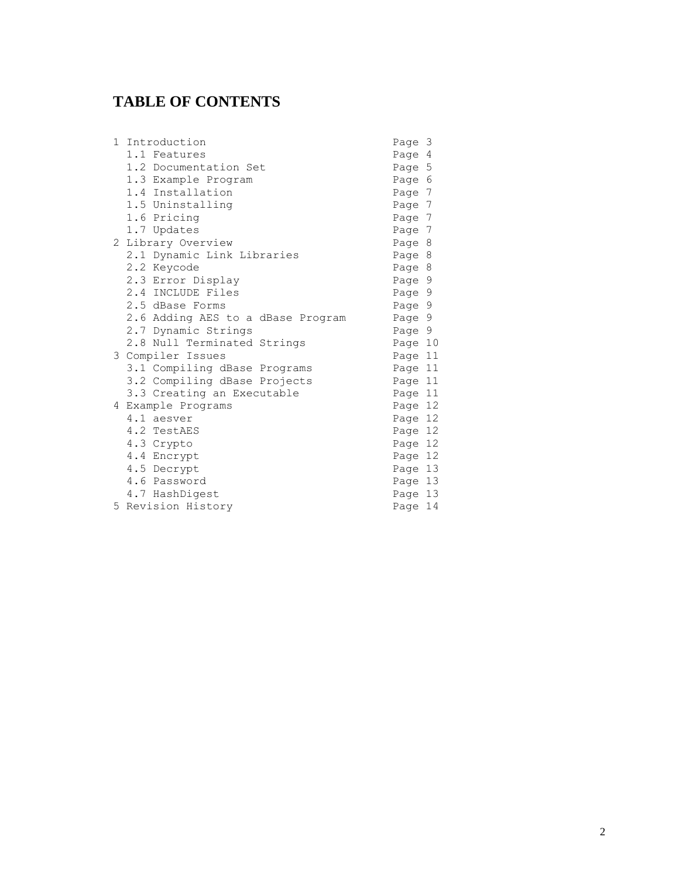# TABLE OF CONTENTS

```
1 Introduction                          Page 3
  1.1 Features                          Page 4
  1.2 Documentation Set                 Page 5
  1.3 Example Program                   Page 6
  1.4 Installation                      Page 7
  1.5 Uninstalling                      Page 7
  1.6 Pricing                           Page 7
  1.7 Updates                           Page 7
2 Library Overview                      Page 8
  2.1 Dynamic Link Libraries            Page 8
  2.2 Keycode                           Page 8
  2.3 Error Display                     Page 9
  2.4 INCLUDE Files                     Page 9
  2.5 dBase Forms                       Page 9
  2.6 Adding AES to a dBase Program     Page 9
  2.7 Dynamic Strings                   Page 9
  2.8 Null Terminated Strings           Page 10
3 Compiler Issues                       Page 11
  3.1 Compiling dBase Programs          Page 11
  3.2 Compiling dBase Projects          Page 11
  3.3 Creating an Executable            Page 11
4 Example Programs                      Page 12
  4.1 aesver                            Page 12
  4.2 TestAES                           Page 12
  4.3 Crypto                            Page 12
  4.4 Encrypt                           Page 12
  4.5 Decrypt                           Page 13
  4.6 Password                          Page 13
  4.7 HashDigest                        Page 13
5 Revision History                      Page 14
```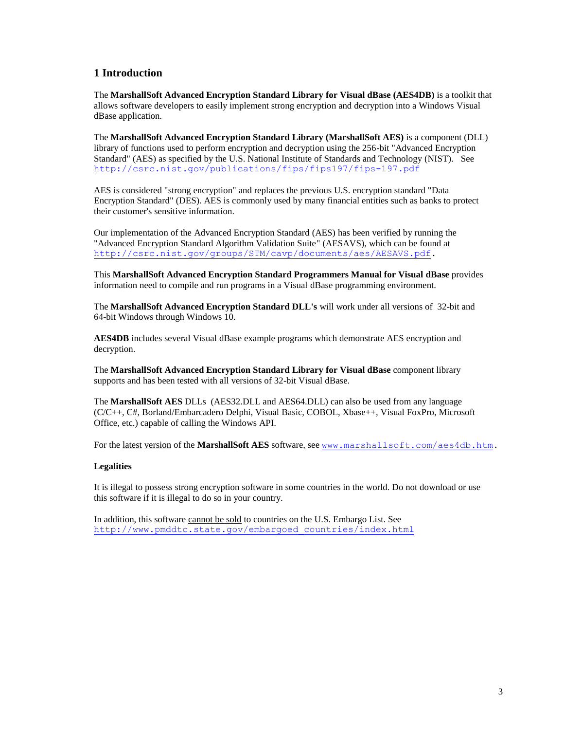# 1 Introduction

The **MarshallSoft Advanced Encryption Standard Library for Visual dBase (AES4DB)** is a toolkit that allows software developers to easily implement strong encryption and decryption into a Windows Visual dBase application.

The **MarshallSoft Advanced Encryption Standard Library (MarshallSoft AES)** is a component (DLL) library of functions used to perform encryption and decryption using the 256-bit "Advanced Encryption Standard" (AES) as specified by the U.S. National Institute of Standards and Technology (NIST). See http://csrc.nist.gov/publications/fips/fips197/fips-197.pdf

AES is considered "strong encryption" and replaces the previous U.S. encryption standard "Data Encryption Standard" (DES). AES is commonly used by many financial entities such as banks to protect their customer's sensitive information.

Our implementation of the Advanced Encryption Standard (AES) has been verified by running the "Advanced Encryption Standard Algorithm Validation Suite" (AESAVS), which can be found at http://csrc.nist.gov/groups/STM/cavp/documents/aes/AESAVS.pdf.

This **MarshallSoft Advanced Encryption Standard Programmers Manual for Visual dBase** provides information need to compile and run programs in a Visual dBase programming environment.

The **MarshallSoft Advanced Encryption Standard DLL's** will work under all versions of 32-bit and 64-bit Windows through Windows 10.

**AES4DB** includes several Visual dBase example programs which demonstrate AES encryption and decryption.

The **MarshallSoft Advanced Encryption Standard Library for Visual dBase** component library supports and has been tested with all versions of 32-bit Visual dBase.

The **MarshallSoft AES** DLLs (AES32.DLL and AES64.DLL) can also be used from any language (C/C++, C#, Borland/Embarcadero Delphi, Visual Basic, COBOL, Xbase++, Visual FoxPro, Microsoft Office, etc.) capable of calling the Windows API.

For the latest version of the **MarshallSoft AES** software, see www.marshallsoft.com/aes4db.htm.

**Legalities**

It is illegal to possess strong encryption software in some countries in the world. Do not download or use this software if it is illegal to do so in your country.

In addition, this software cannot be sold to countries on the U.S. Embargo List. See http://www.pmddtc.state.gov/embargoed_countries/index.html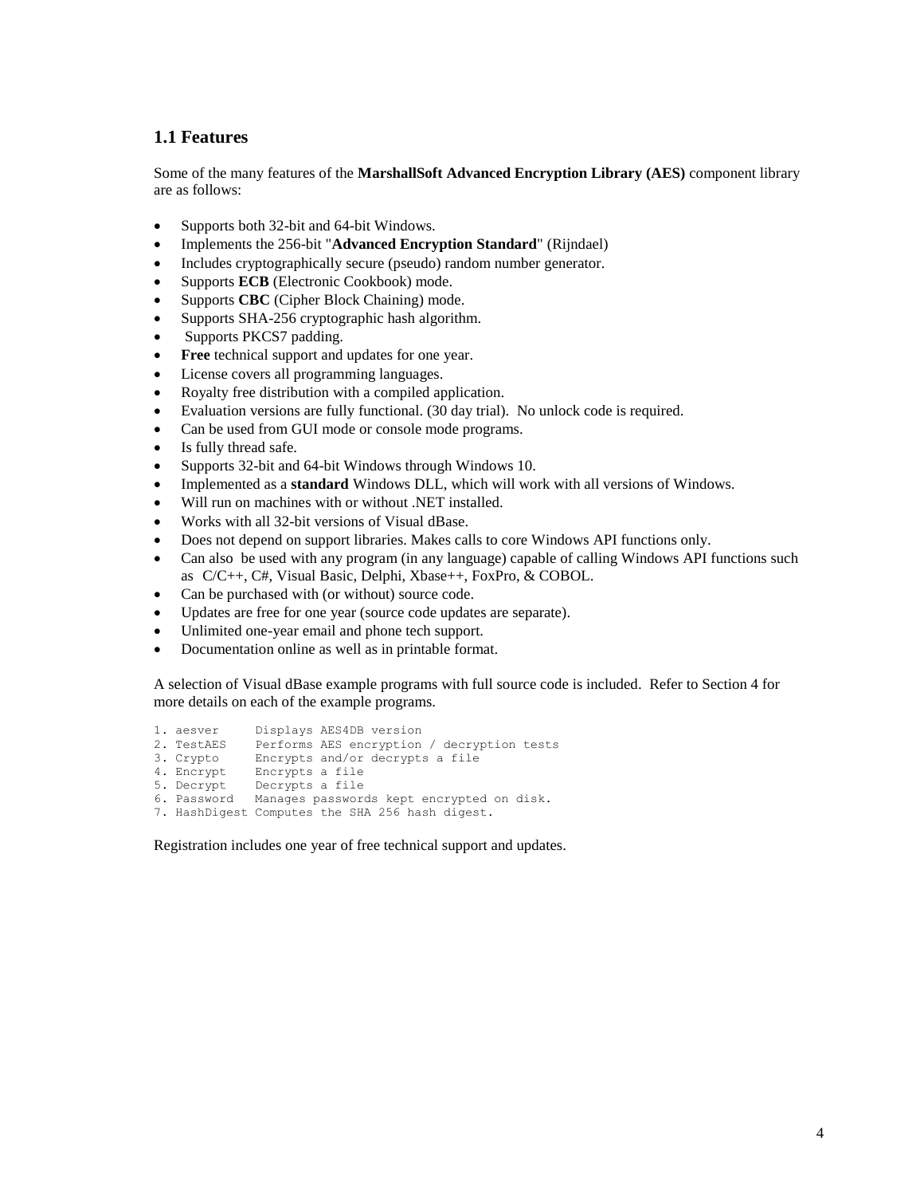## 1.1 Features

Some of the many features of the **MarshallSoft Advanced Encryption Library (AES)** component library are as follows:

- Supports both 32-bit and 64-bit Windows.
- Implements the 256-bit "**Advanced Encryption Standard**" (Rijndael)
- Includes cryptographically secure (pseudo) random number generator.
- Supports **ECB** (Electronic Cookbook) mode.
- Supports **CBC** (Cipher Block Chaining) mode.
- Supports SHA-256 cryptographic hash algorithm.
- Supports PKCS7 padding.
- **Free** technical support and updates for one year.
- License covers all programming languages.
- Royalty free distribution with a compiled application.
- Evaluation versions are fully functional. (30 day trial). No unlock code is required.
- Can be used from GUI mode or console mode programs.
- Is fully thread safe.
- Supports 32-bit and 64-bit Windows through Windows 10.
- Implemented as a **standard** Windows DLL, which will work with all versions of Windows.
- Will run on machines with or without .NET installed.
- Works with all 32-bit versions of Visual dBase.
- Does not depend on support libraries. Makes calls to core Windows API functions only.
- Can also be used with any program (in any language) capable of calling Windows API functions such as C/C++, C#, Visual Basic, Delphi, Xbase++, FoxPro, & COBOL.
- Can be purchased with (or without) source code.
- Updates are free for one year (source code updates are separate).
- Unlimited one-year email and phone tech support.
- Documentation online as well as in printable format.

A selection of Visual dBase example programs with full source code is included. Refer to Section 4 for more details on each of the example programs.

```
1. aesver     Displays AES4DB version
2. TestAES    Performs AES encryption / decryption tests
3. Crypto     Encrypts and/or decrypts a file
4. Encrypt    Encrypts a file
5. Decrypt    Decrypts a file
6. Password   Manages passwords kept encrypted on disk.
7. HashDigest Computes the SHA 256 hash digest.
```

Registration includes one year of free technical support and updates.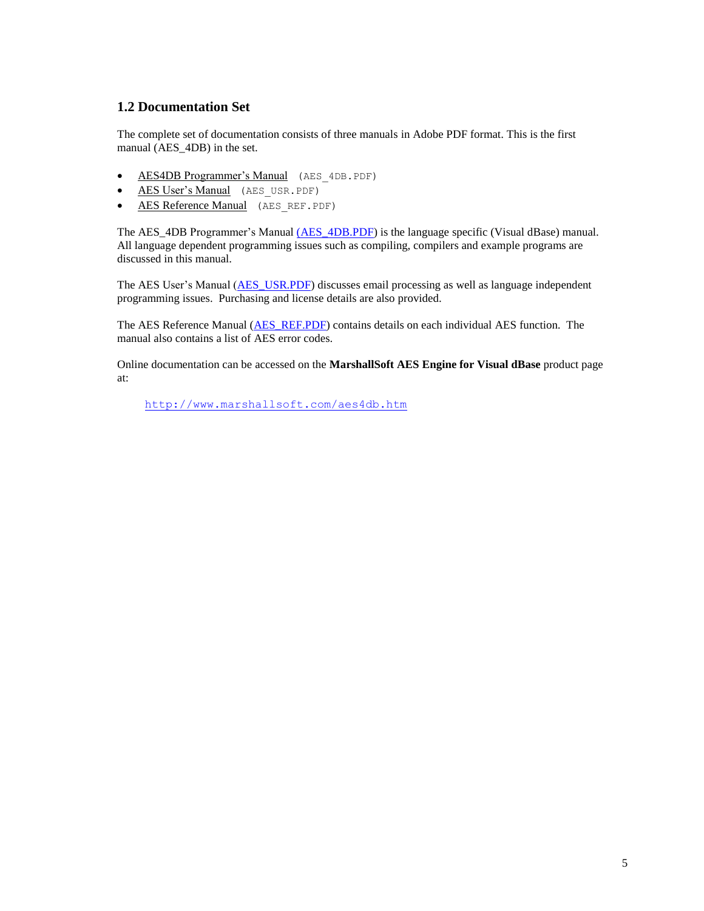## 1.2 Documentation Set

The complete set of documentation consists of three manuals in Adobe PDF format. This is the first manual (AES_4DB) in the set.

- AES4DB Programmer's Manual `(AES_4DB.PDF)`
- AES User's Manual `(AES_USR.PDF)`
- AES Reference Manual `(AES_REF.PDF)`

The AES_4DB Programmer's Manual (AES_4DB.PDF) is the language specific (Visual dBase) manual. All language dependent programming issues such as compiling, compilers and example programs are discussed in this manual.

The AES User's Manual (AES_USR.PDF) discusses email processing as well as language independent programming issues. Purchasing and license details are also provided.

The AES Reference Manual (AES_REF.PDF) contains details on each individual AES function. The manual also contains a list of AES error codes.

Online documentation can be accessed on the **MarshallSoft AES Engine for Visual dBase** product page at:

http://www.marshallsoft.com/aes4db.htm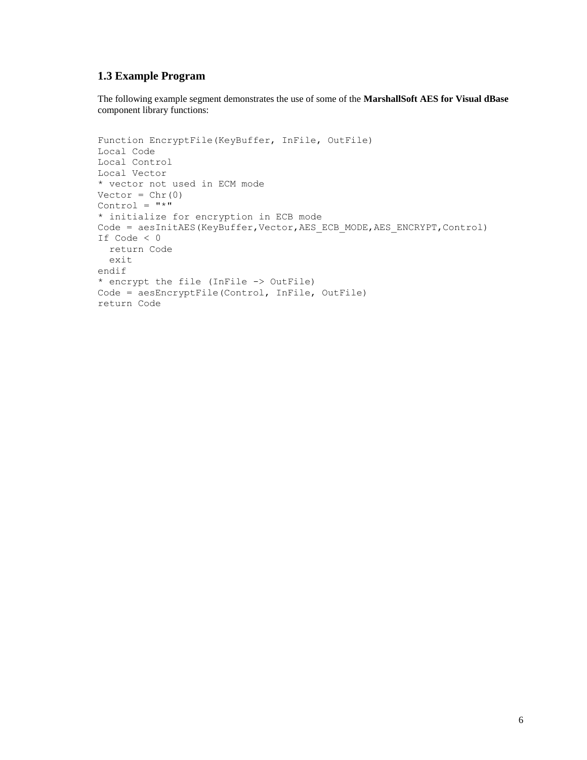### 1.3 Example Program

The following example segment demonstrates the use of some of the **MarshallSoft AES for Visual dBase** component library functions:

```
Function EncryptFile(KeyBuffer, InFile, OutFile)
Local Code
Local Control
Local Vector
* vector not used in ECM mode
Vector = Chr(0)
Control = "*"
* initialize for encryption in ECB mode
Code = aesInitAES(KeyBuffer,Vector,AES_ECB_MODE,AES_ENCRYPT,Control)
If Code < 0
  return Code
  exit
endif
* encrypt the file (InFile -> OutFile)
Code = aesEncryptFile(Control, InFile, OutFile)
return Code
```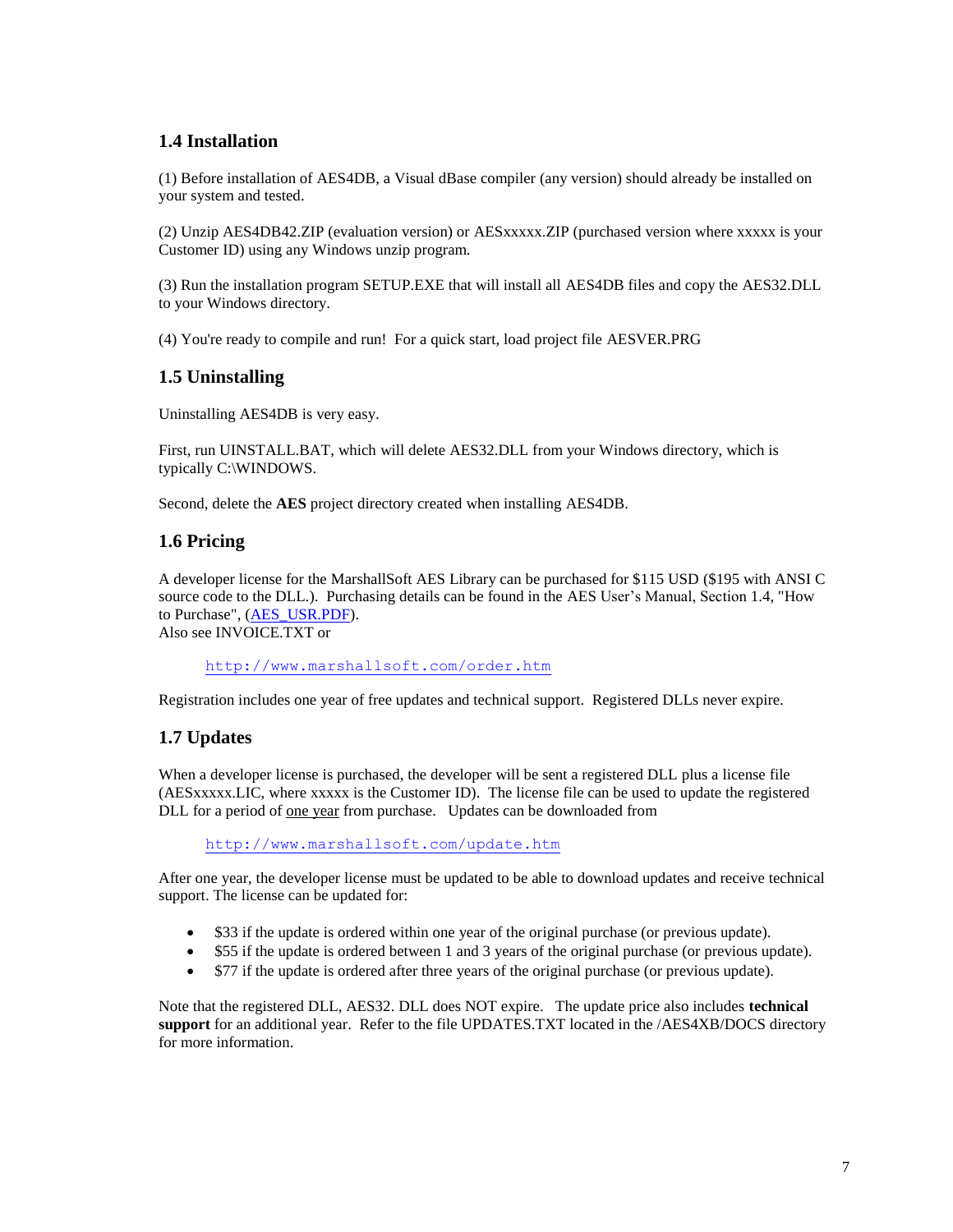## 1.4 Installation

(1) Before installation of AES4DB, a Visual dBase compiler (any version) should already be installed on your system and tested.

(2) Unzip AES4DB42.ZIP (evaluation version) or AESxxxxx.ZIP (purchased version where xxxxx is your Customer ID) using any Windows unzip program.

(3) Run the installation program SETUP.EXE that will install all AES4DB files and copy the AES32.DLL to your Windows directory.

(4) You're ready to compile and run! For a quick start, load project file AESVER.PRG

## 1.5 Uninstalling

Uninstalling AES4DB is very easy.

First, run UINSTALL.BAT, which will delete AES32.DLL from your Windows directory, which is typically C:\WINDOWS.

Second, delete the **AES** project directory created when installing AES4DB.

## 1.6 Pricing

A developer license for the MarshallSoft AES Library can be purchased for $115 USD ($195 with ANSI C source code to the DLL.). Purchasing details can be found in the AES User's Manual, Section 1.4, "How to Purchase", (AES_USR.PDF).
Also see INVOICE.TXT or

http://www.marshallsoft.com/order.htm

Registration includes one year of free updates and technical support. Registered DLLs never expire.

## 1.7 Updates

When a developer license is purchased, the developer will be sent a registered DLL plus a license file (AESxxxxx.LIC, where xxxxx is the Customer ID). The license file can be used to update the registered DLL for a period of one year from purchase. Updates can be downloaded from

http://www.marshallsoft.com/update.htm

After one year, the developer license must be updated to be able to download updates and receive technical support. The license can be updated for:

- $33 if the update is ordered within one year of the original purchase (or previous update).
- $55 if the update is ordered between 1 and 3 years of the original purchase (or previous update).
- $77 if the update is ordered after three years of the original purchase (or previous update).

Note that the registered DLL, AES32. DLL does NOT expire. The update price also includes **technical support** for an additional year. Refer to the file UPDATES.TXT located in the /AES4XB/DOCS directory for more information.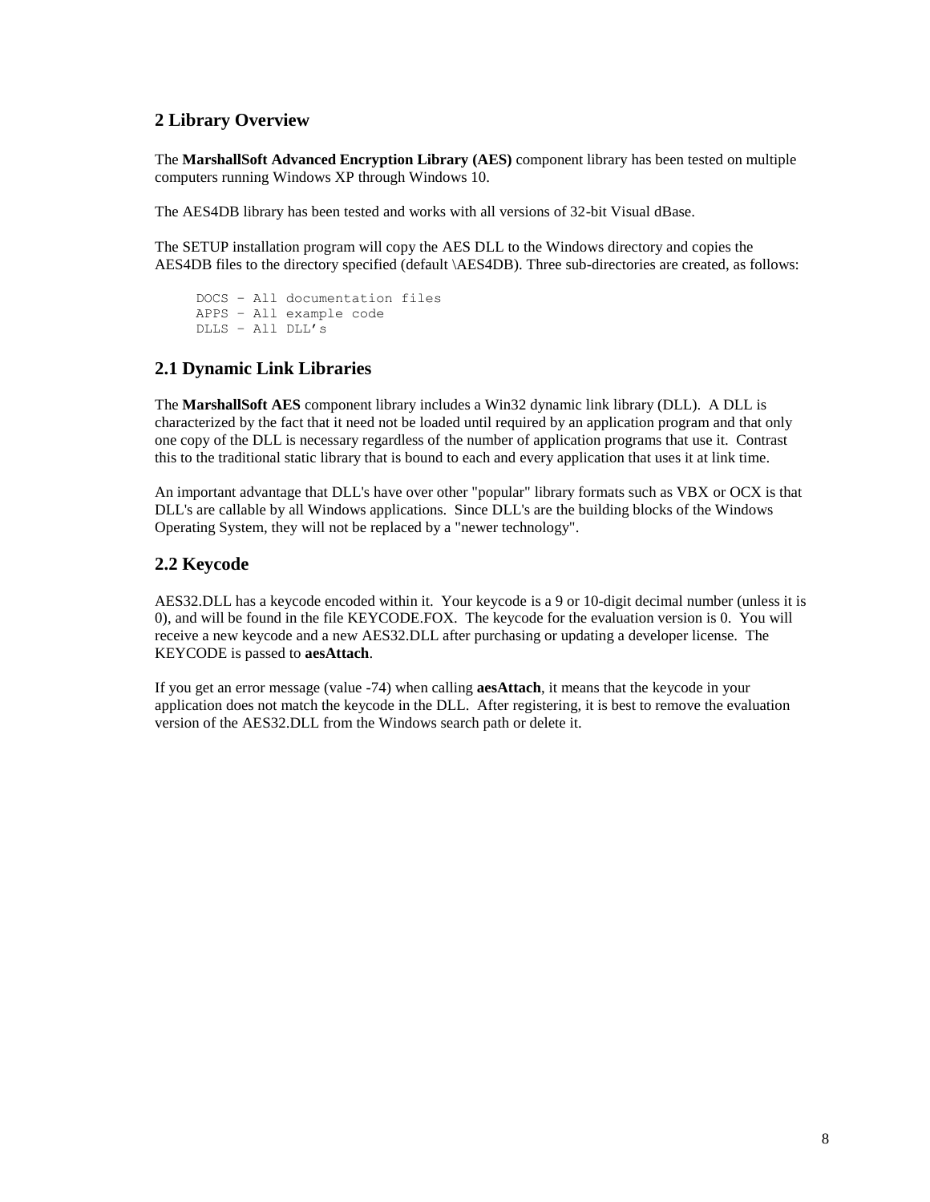## 2 Library Overview

The **MarshallSoft Advanced Encryption Library (AES)** component library has been tested on multiple computers running Windows XP through Windows 10.

The AES4DB library has been tested and works with all versions of 32-bit Visual dBase.

The SETUP installation program will copy the AES DLL to the Windows directory and copies the AES4DB files to the directory specified (default \AES4DB). Three sub-directories are created, as follows:

```
DOCS – All documentation files
APPS – All example code
DLLS – All DLL's
```

## 2.1 Dynamic Link Libraries

The **MarshallSoft AES** component library includes a Win32 dynamic link library (DLL). A DLL is characterized by the fact that it need not be loaded until required by an application program and that only one copy of the DLL is necessary regardless of the number of application programs that use it. Contrast this to the traditional static library that is bound to each and every application that uses it at link time.

An important advantage that DLL's have over other "popular" library formats such as VBX or OCX is that DLL's are callable by all Windows applications. Since DLL's are the building blocks of the Windows Operating System, they will not be replaced by a "newer technology".

## 2.2 Keycode

AES32.DLL has a keycode encoded within it. Your keycode is a 9 or 10-digit decimal number (unless it is 0), and will be found in the file KEYCODE.FOX. The keycode for the evaluation version is 0. You will receive a new keycode and a new AES32.DLL after purchasing or updating a developer license. The KEYCODE is passed to **aesAttach**.

If you get an error message (value -74) when calling **aesAttach**, it means that the keycode in your application does not match the keycode in the DLL. After registering, it is best to remove the evaluation version of the AES32.DLL from the Windows search path or delete it.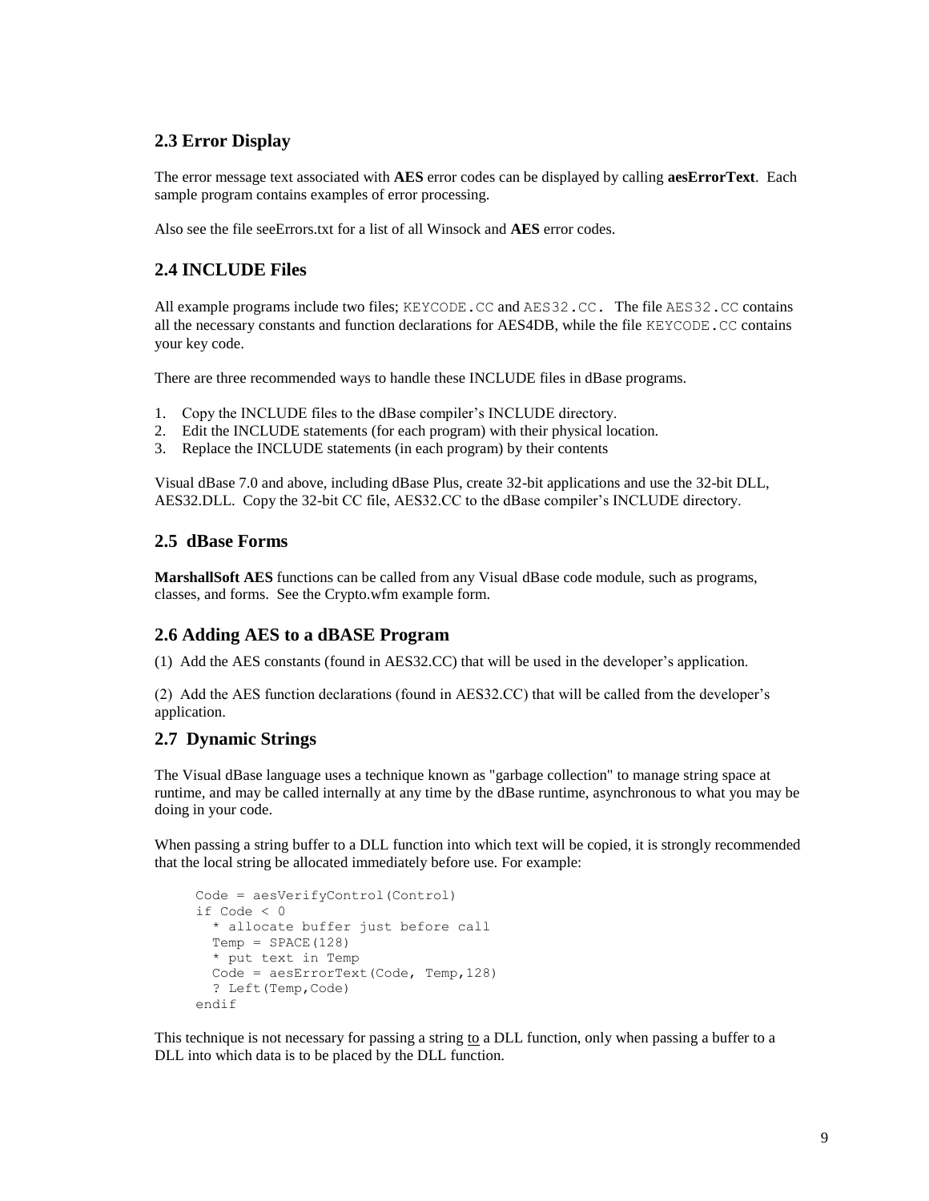## 2.3 Error Display

The error message text associated with **AES** error codes can be displayed by calling **aesErrorText**. Each sample program contains examples of error processing.

Also see the file seeErrors.txt for a list of all Winsock and **AES** error codes.

## 2.4 INCLUDE Files

All example programs include two files; `KEYCODE.CC` and `AES32.CC`. The file `AES32.CC` contains all the necessary constants and function declarations for AES4DB, while the file `KEYCODE.CC` contains your key code.

There are three recommended ways to handle these INCLUDE files in dBase programs.

1. Copy the INCLUDE files to the dBase compiler's INCLUDE directory.
2. Edit the INCLUDE statements (for each program) with their physical location.
3. Replace the INCLUDE statements (in each program) by their contents

Visual dBase 7.0 and above, including dBase Plus, create 32-bit applications and use the 32-bit DLL, AES32.DLL. Copy the 32-bit CC file, AES32.CC to the dBase compiler's INCLUDE directory.

## 2.5 dBase Forms

**MarshallSoft AES** functions can be called from any Visual dBase code module, such as programs, classes, and forms. See the Crypto.wfm example form.

## 2.6 Adding AES to a dBASE Program

(1) Add the AES constants (found in AES32.CC) that will be used in the developer's application.

(2) Add the AES function declarations (found in AES32.CC) that will be called from the developer's application.

## 2.7 Dynamic Strings

The Visual dBase language uses a technique known as "garbage collection" to manage string space at runtime, and may be called internally at any time by the dBase runtime, asynchronous to what you may be doing in your code.

When passing a string buffer to a DLL function into which text will be copied, it is strongly recommended that the local string be allocated immediately before use. For example:

```
Code = aesVerifyControl(Control)
if Code < 0
  * allocate buffer just before call
  Temp = SPACE(128)
  * put text in Temp
  Code = aesErrorText(Code, Temp,128)
  ? Left(Temp,Code)
endif
```

This technique is not necessary for passing a string <u>to</u> a DLL function, only when passing a buffer to a DLL into which data is to be placed by the DLL function.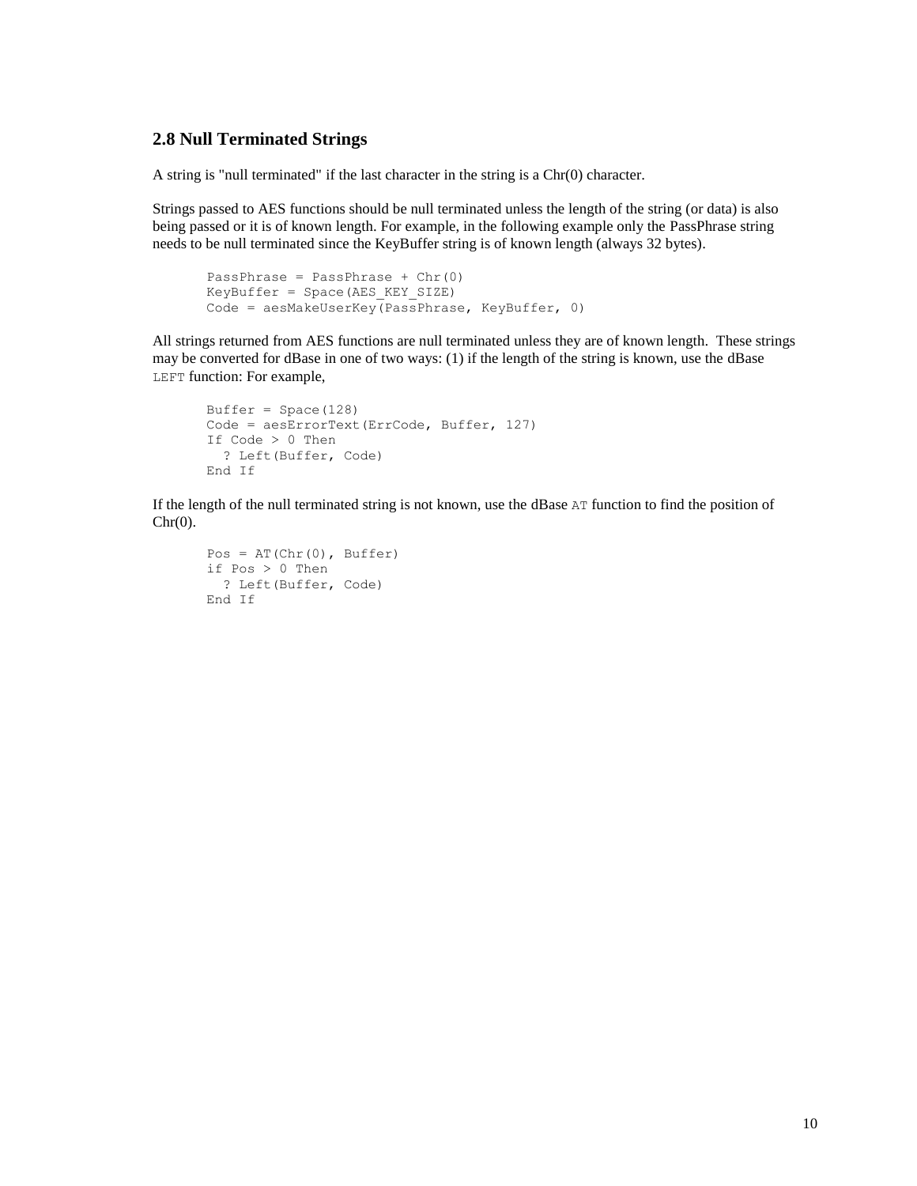## 2.8 Null Terminated Strings

A string is "null terminated" if the last character in the string is a Chr(0) character.

Strings passed to AES functions should be null terminated unless the length of the string (or data) is also being passed or it is of known length. For example, in the following example only the PassPhrase string needs to be null terminated since the KeyBuffer string is of known length (always 32 bytes).

```
PassPhrase = PassPhrase + Chr(0)
KeyBuffer = Space(AES_KEY_SIZE)
Code = aesMakeUserKey(PassPhrase, KeyBuffer, 0)
```

All strings returned from AES functions are null terminated unless they are of known length. These strings may be converted for dBase in one of two ways: (1) if the length of the string is known, use the dBase `LEFT` function: For example,

```
Buffer = Space(128)
Code = aesErrorText(ErrCode, Buffer, 127)
If Code > 0 Then
  ? Left(Buffer, Code)
End If
```

If the length of the null terminated string is not known, use the dBase `AT` function to find the position of Chr(0).

```
Pos = AT(Chr(0), Buffer)
if Pos > 0 Then
  ? Left(Buffer, Code)
End If
```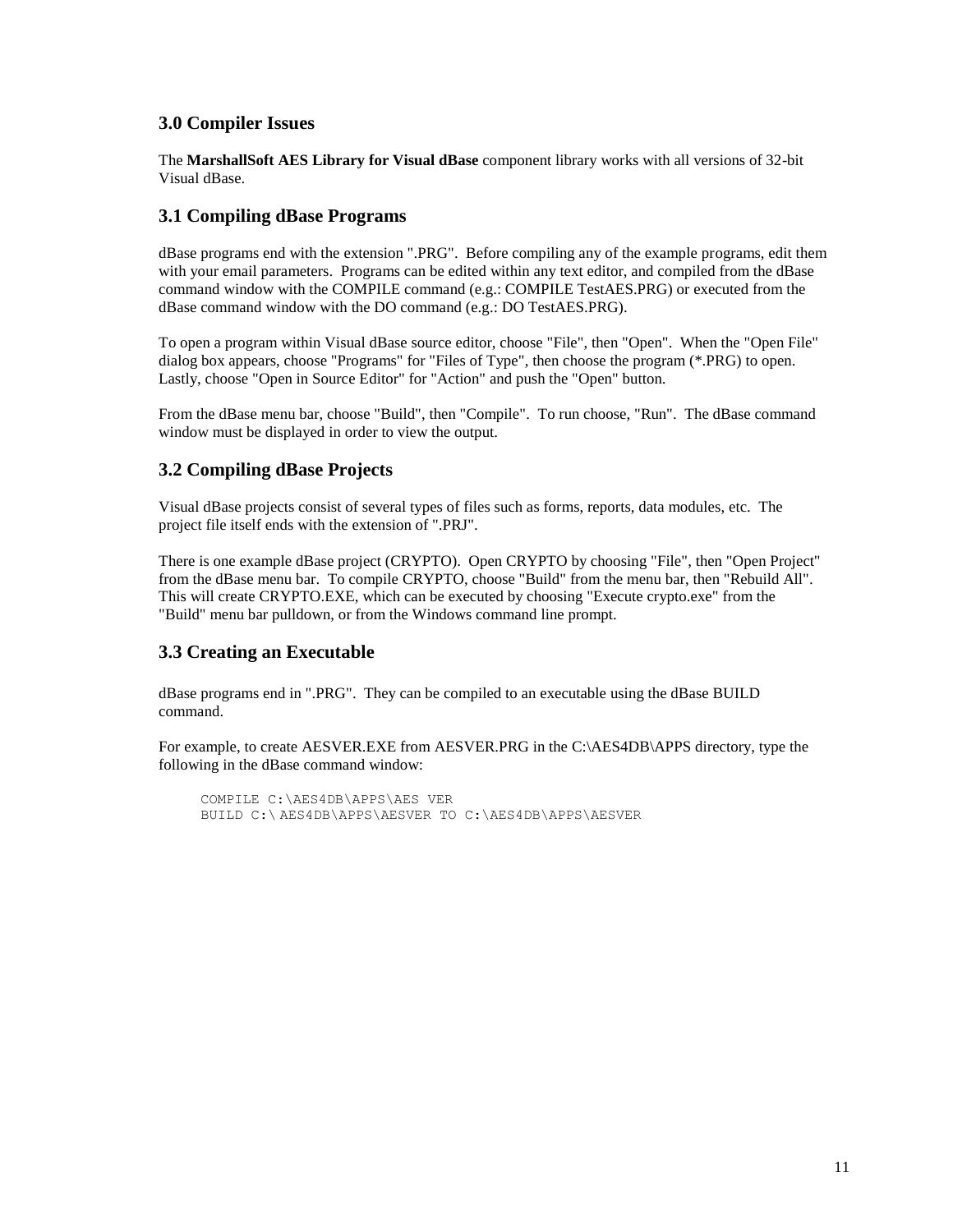## 3.0 Compiler Issues

The **MarshallSoft AES Library for Visual dBase** component library works with all versions of 32-bit Visual dBase.

### 3.1 Compiling dBase Programs

dBase programs end with the extension ".PRG". Before compiling any of the example programs, edit them with your email parameters. Programs can be edited within any text editor, and compiled from the dBase command window with the COMPILE command (e.g.: COMPILE TestAES.PRG) or executed from the dBase command window with the DO command (e.g.: DO TestAES.PRG).

To open a program within Visual dBase source editor, choose "File", then "Open". When the "Open File" dialog box appears, choose "Programs" for "Files of Type", then choose the program (*.PRG) to open. Lastly, choose "Open in Source Editor" for "Action" and push the "Open" button.

From the dBase menu bar, choose "Build", then "Compile". To run choose, "Run". The dBase command window must be displayed in order to view the output.

### 3.2 Compiling dBase Projects

Visual dBase projects consist of several types of files such as forms, reports, data modules, etc. The project file itself ends with the extension of ".PRJ".

There is one example dBase project (CRYPTO). Open CRYPTO by choosing "File", then "Open Project" from the dBase menu bar. To compile CRYPTO, choose "Build" from the menu bar, then "Rebuild All". This will create CRYPTO.EXE, which can be executed by choosing "Execute crypto.exe" from the "Build" menu bar pulldown, or from the Windows command line prompt.

### 3.3 Creating an Executable

dBase programs end in ".PRG". They can be compiled to an executable using the dBase BUILD command.

For example, to create AESVER.EXE from AESVER.PRG in the C:\AES4DB\APPS directory, type the following in the dBase command window:

```
COMPILE C:\AES4DB\APPS\AES VER
BUILD C:\ AES4DB\APPS\AESVER TO C:\AES4DB\APPS\AESVER
```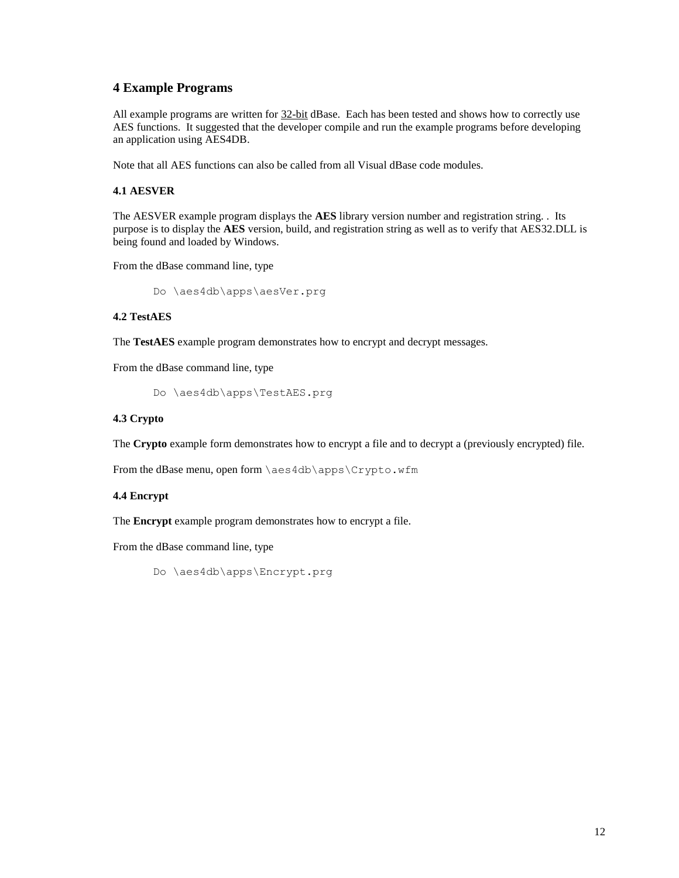## 4 Example Programs

All example programs are written for <u>32-bit</u> dBase. Each has been tested and shows how to correctly use AES functions. It suggested that the developer compile and run the example programs before developing an application using AES4DB.

Note that all AES functions can also be called from all Visual dBase code modules.

### 4.1 AESVER

The AESVER example program displays the **AES** library version number and registration string. . Its purpose is to display the **AES** version, build, and registration string as well as to verify that AES32.DLL is being found and loaded by Windows.

From the dBase command line, type

```
Do \aes4db\apps\aesVer.prg
```

### 4.2 TestAES

The **TestAES** example program demonstrates how to encrypt and decrypt messages.

From the dBase command line, type

```
Do \aes4db\apps\TestAES.prg
```

### 4.3 Crypto

The **Crypto** example form demonstrates how to encrypt a file and to decrypt a (previously encrypted) file.

From the dBase menu, open form `\aes4db\apps\Crypto.wfm`

### 4.4 Encrypt

The **Encrypt** example program demonstrates how to encrypt a file.

From the dBase command line, type

```
Do \aes4db\apps\Encrypt.prg
```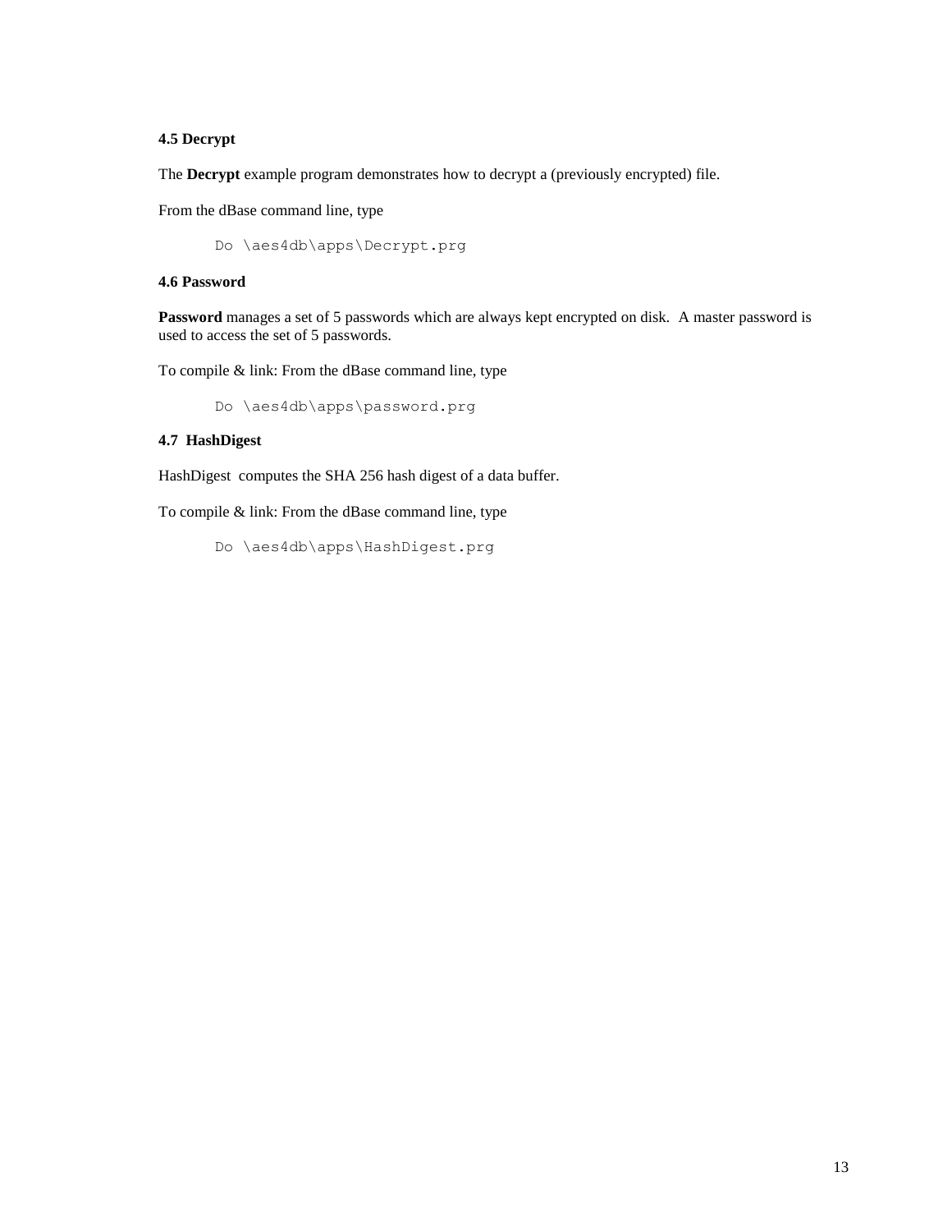### 4.5 Decrypt

The **Decrypt** example program demonstrates how to decrypt a (previously encrypted) file.

From the dBase command line, type

```
Do \aes4db\apps\Decrypt.prg
```

### 4.6 Password

**Password** manages a set of 5 passwords which are always kept encrypted on disk. A master password is used to access the set of 5 passwords.

To compile & link: From the dBase command line, type

```
Do \aes4db\apps\password.prg
```

### 4.7 HashDigest

HashDigest computes the SHA 256 hash digest of a data buffer.

To compile & link: From the dBase command line, type

```
Do \aes4db\apps\HashDigest.prg
```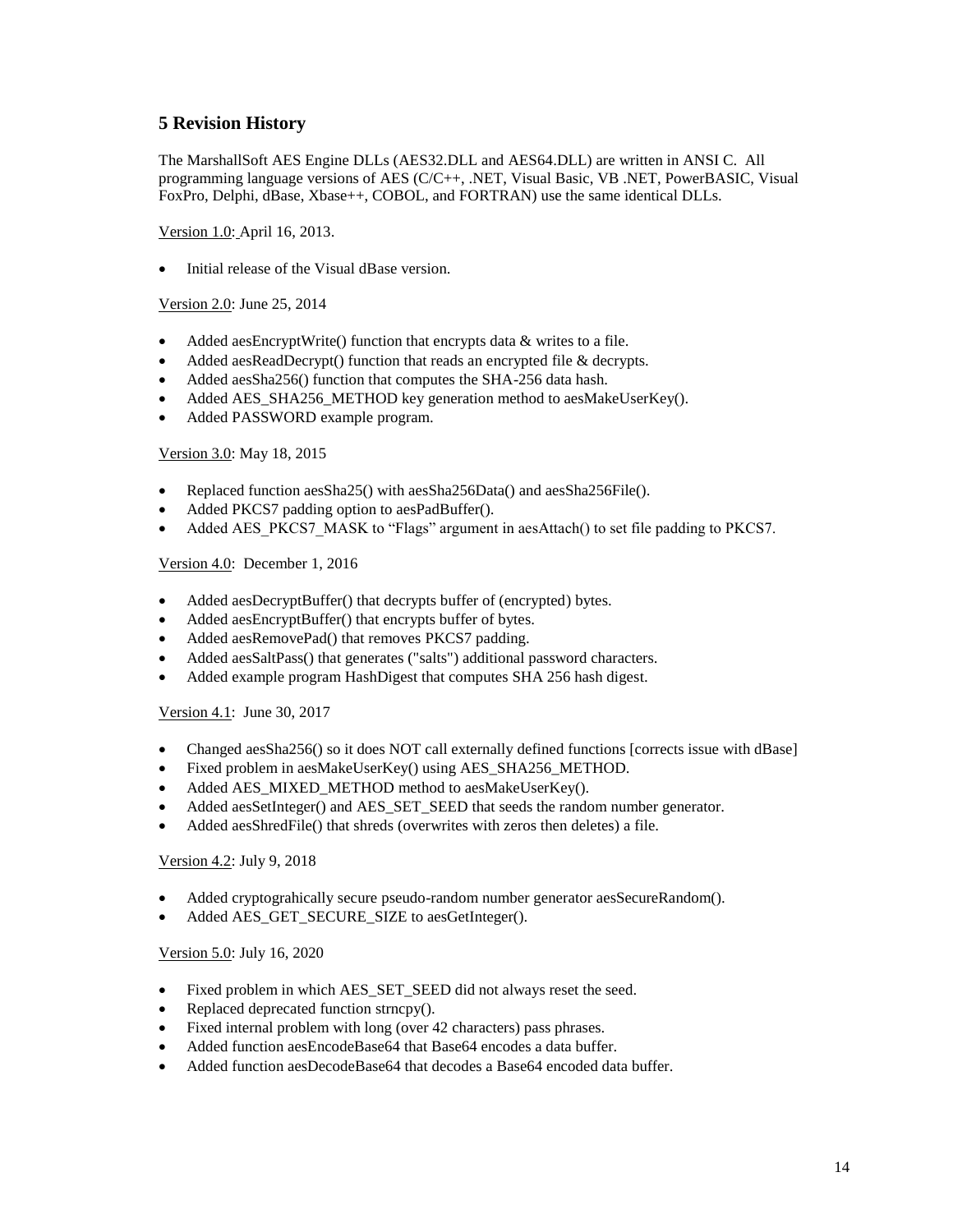## 5 Revision History

The MarshallSoft AES Engine DLLs (AES32.DLL and AES64.DLL) are written in ANSI C. All programming language versions of AES (C/C++, .NET, Visual Basic, VB .NET, PowerBASIC, Visual FoxPro, Delphi, dBase, Xbase++, COBOL, and FORTRAN) use the same identical DLLs.

Version 1.0: April 16, 2013.

- Initial release of the Visual dBase version.

Version 2.0: June 25, 2014

- Added aesEncryptWrite() function that encrypts data & writes to a file.
- Added aesReadDecrypt() function that reads an encrypted file & decrypts.
- Added aesSha256() function that computes the SHA-256 data hash.
- Added AES_SHA256_METHOD key generation method to aesMakeUserKey().
- Added PASSWORD example program.

Version 3.0: May 18, 2015

- Replaced function aesSha25() with aesSha256Data() and aesSha256File().
- Added PKCS7 padding option to aesPadBuffer().
- Added AES_PKCS7_MASK to "Flags" argument in aesAttach() to set file padding to PKCS7.

Version 4.0: December 1, 2016

- Added aesDecryptBuffer() that decrypts buffer of (encrypted) bytes.
- Added aesEncryptBuffer() that encrypts buffer of bytes.
- Added aesRemovePad() that removes PKCS7 padding.
- Added aesSaltPass() that generates ("salts") additional password characters.
- Added example program HashDigest that computes SHA 256 hash digest.

Version 4.1: June 30, 2017

- Changed aesSha256() so it does NOT call externally defined functions [corrects issue with dBase]
- Fixed problem in aesMakeUserKey() using AES_SHA256_METHOD.
- Added AES_MIXED_METHOD method to aesMakeUserKey().
- Added aesSetInteger() and AES_SET_SEED that seeds the random number generator.
- Added aesShredFile() that shreds (overwrites with zeros then deletes) a file.

Version 4.2: July 9, 2018

- Added cryptograhically secure pseudo-random number generator aesSecureRandom().
- Added AES_GET_SECURE_SIZE to aesGetInteger().

Version 5.0: July 16, 2020

- Fixed problem in which AES_SET_SEED did not always reset the seed.
- Replaced deprecated function strncpy().
- Fixed internal problem with long (over 42 characters) pass phrases.
- Added function aesEncodeBase64 that Base64 encodes a data buffer.
- Added function aesDecodeBase64 that decodes a Base64 encoded data buffer.